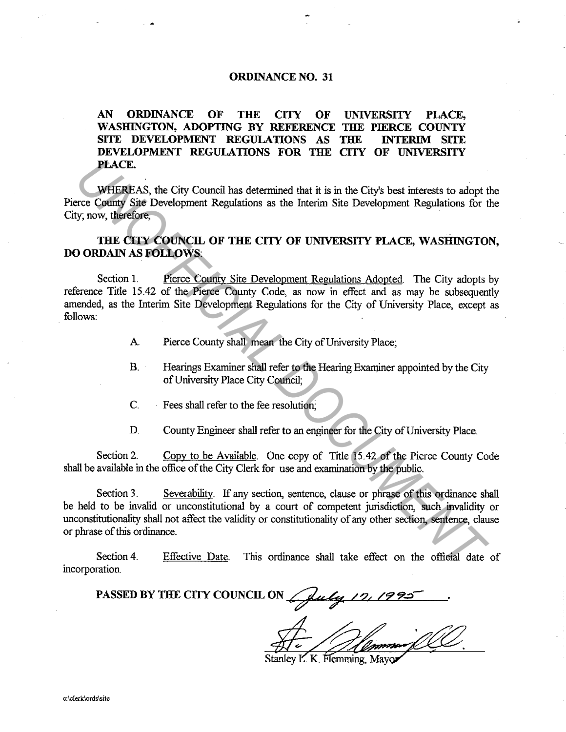# ORDINANCE NO. 31

**AN ORDINANCE OF THE CITY OF UNIVERSITY PLACE, WASHINGTON, ADOPTING BY REFERENCE THE PIERCE COUNTY SITE DEVELOPMENT REGULATIONS AS THE INTERIM SITE DEVELOPMENT REGULATIONS FOR THE CITY OF UNIVERSITY PLACE.**

WHEREAS, the City Council has determined that it is in the City's best interests to adopt the Pierce County Site Development Regulations as the Interim Site Development Regulations for the City; now, therefore,

**THE CITY COUNCIL OF THE CITY OF UNIVERSITY PLACE, WASHINGTON, DO ORDAIN AS FOLLOWS:**

Section 1. Pierce County Site Development Regulations Adopted. The City adopts by reference Title 15.42 of the Pierce County Code, as now in effect and as may be subsequently amended, as the Interim Site Development Regulations for the City of University Place, except as follows:

A. Pierce County shall mean the City of University Place;

B. Hearings Examiner shall refer to the Hearing Examiner appointed by the City of University Place City Council;

C. Fees shall refer to the fee resolution;

D. County Engineer shall refer to an engineer for the City of University Place.

Section 2. Copy to be Available. One copy of Title 15.42 of the Pierce County Code shall be available in the office of the City Clerk for use and examination by the public.

Section 3. Severability. If any section, sentence, clause or phrase of this ordinance shall be held to be invalid or unconstitutional by a court of competent jurisdiction, such invalidity or unconstitutionality shall not affect the validity or constitutionality of any other section, sentence, clause or phrase of this ordinance.

Section 4. Effective Date. This ordinance shall take effect on the official date of incorporation.

**PASSED BY THE CITY COUNCIL ON** July 17, 1995.

Stanley L. K. Flemming, Mayor

c:\clerk\ords\site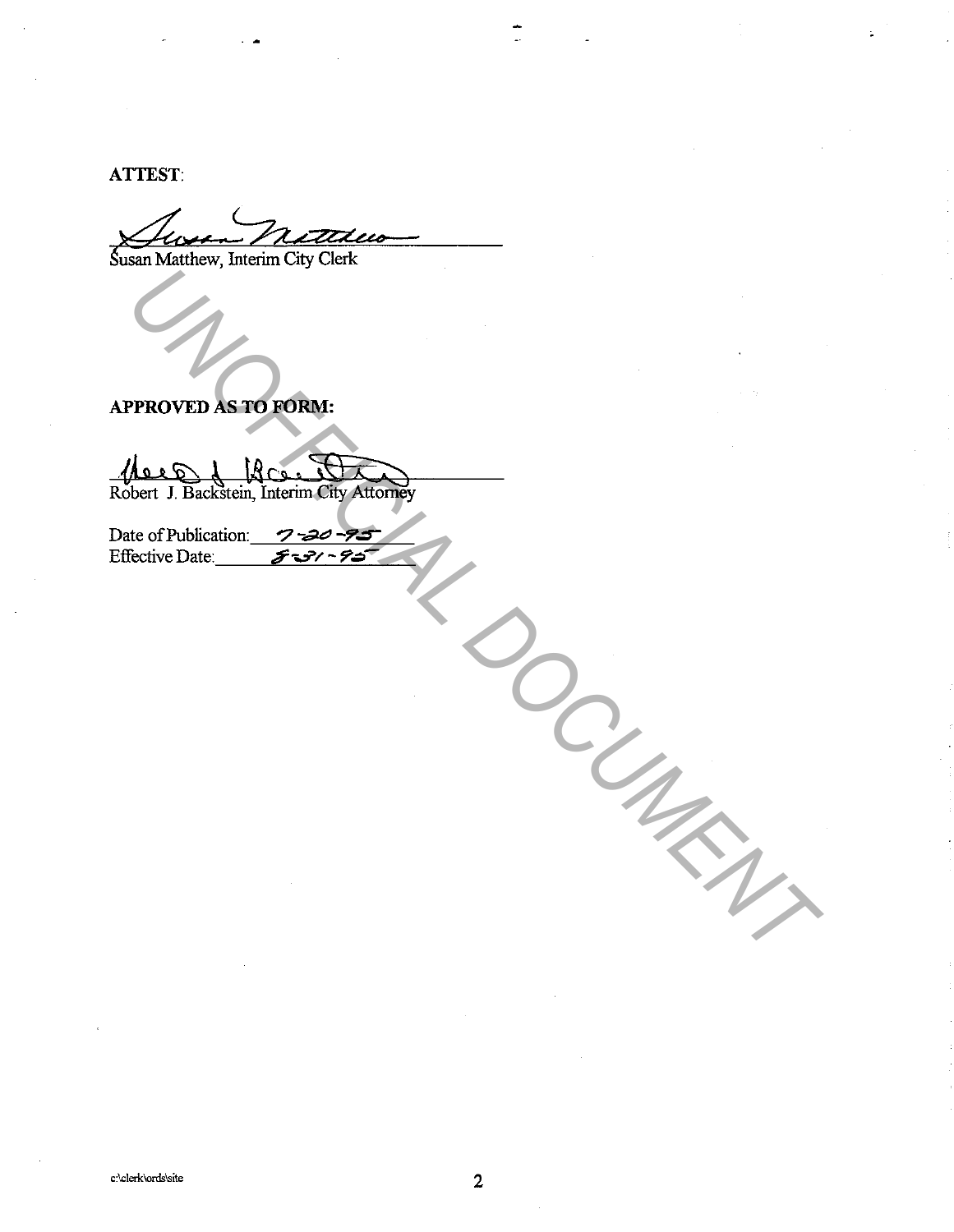**ATTEST**:

Susan Matthew, Interim City Clerk

**APPROVED AS TO FORM:**

Robert J. Backstein, Interim City Attorney

Date of Publication: 7-20-95
Effective Date: 8-31-95

c:\clerk\ords\site